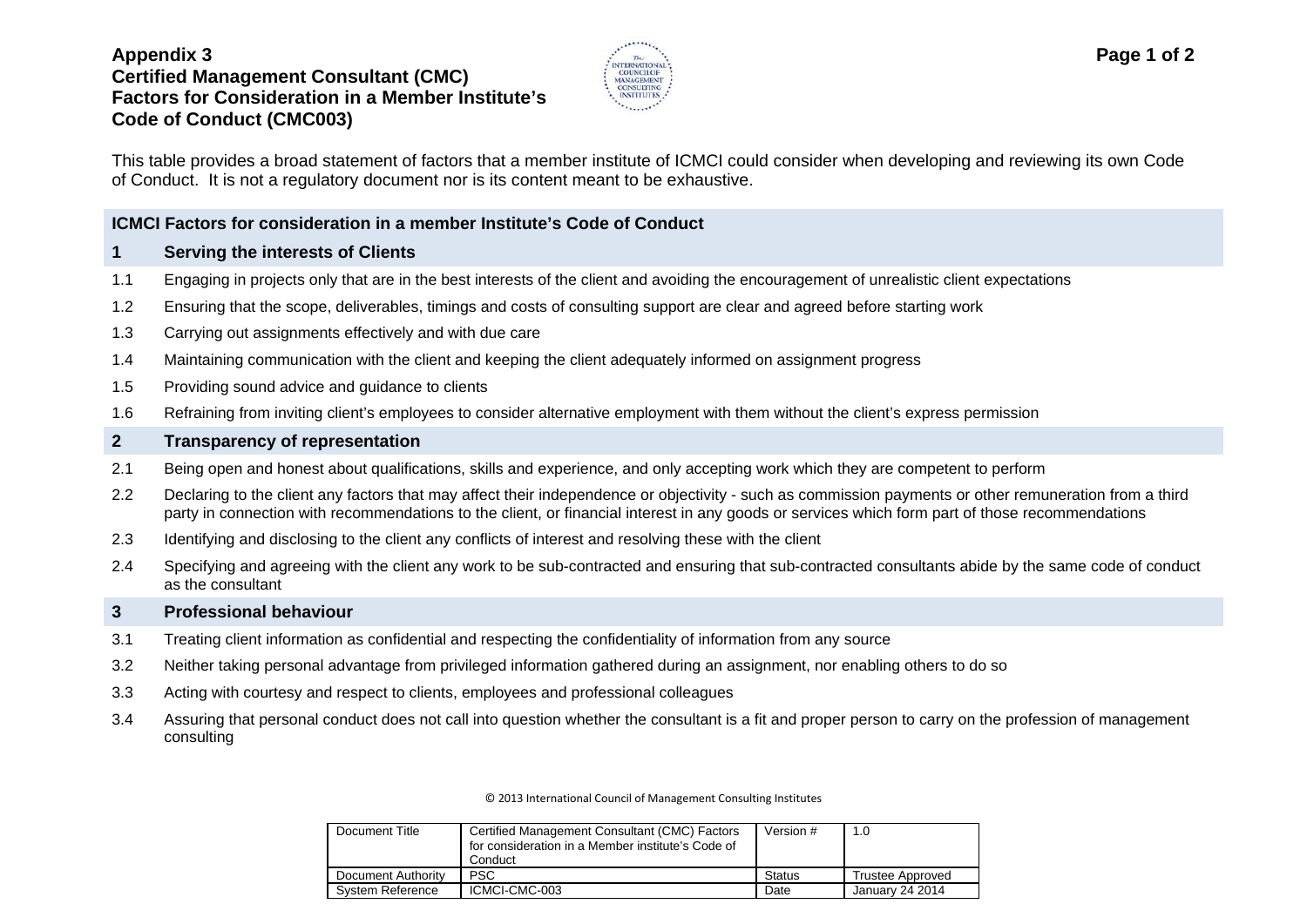**Appendix 3**
**Certified Management Consultant (CMC)**
**Factors for Consideration in a Member Institute's Code of Conduct (CMC003)**

This table provides a broad statement of factors that a member institute of ICMCI could consider when developing and reviewing its own Code of Conduct. It is not a regulatory document nor is its content meant to be exhaustive.

| **ICMCI Factors for consideration in a member Institute's Code of Conduct** | |
|---|---|
| **1** | **Serving the interests of Clients** |
| 1.1 | Engaging in projects only that are in the best interests of the client and avoiding the encouragement of unrealistic client expectations |
| 1.2 | Ensuring that the scope, deliverables, timings and costs of consulting support are clear and agreed before starting work |
| 1.3 | Carrying out assignments effectively and with due care |
| 1.4 | Maintaining communication with the client and keeping the client adequately informed on assignment progress |
| 1.5 | Providing sound advice and guidance to clients |
| 1.6 | Refraining from inviting client's employees to consider alternative employment with them without the client's express permission |
| **2** | **Transparency of representation** |
| 2.1 | Being open and honest about qualifications, skills and experience, and only accepting work which they are competent to perform |
| 2.2 | Declaring to the client any factors that may affect their independence or objectivity - such as commission payments or other remuneration from a third party in connection with recommendations to the client, or financial interest in any goods or services which form part of those recommendations |
| 2.3 | Identifying and disclosing to the client any conflicts of interest and resolving these with the client |
| 2.4 | Specifying and agreeing with the client any work to be sub-contracted and ensuring that sub-contracted consultants abide by the same code of conduct as the consultant |
| **3** | **Professional behaviour** |
| 3.1 | Treating client information as confidential and respecting the confidentiality of information from any source |
| 3.2 | Neither taking personal advantage from privileged information gathered during an assignment, nor enabling others to do so |
| 3.3 | Acting with courtesy and respect to clients, employees and professional colleagues |
| 3.4 | Assuring that personal conduct does not call into question whether the consultant is a fit and proper person to carry on the profession of management consulting |

© 2013 International Council of Management Consulting Institutes

| Document Title | Certified Management Consultant (CMC) Factors for consideration in a Member institute's Code of Conduct | Version # | 1.0 |
|---|---|---|---|
| Document Authority | PSC | Status | Trustee Approved |
| System Reference | ICMCI-CMC-003 | Date | January 24 2014 |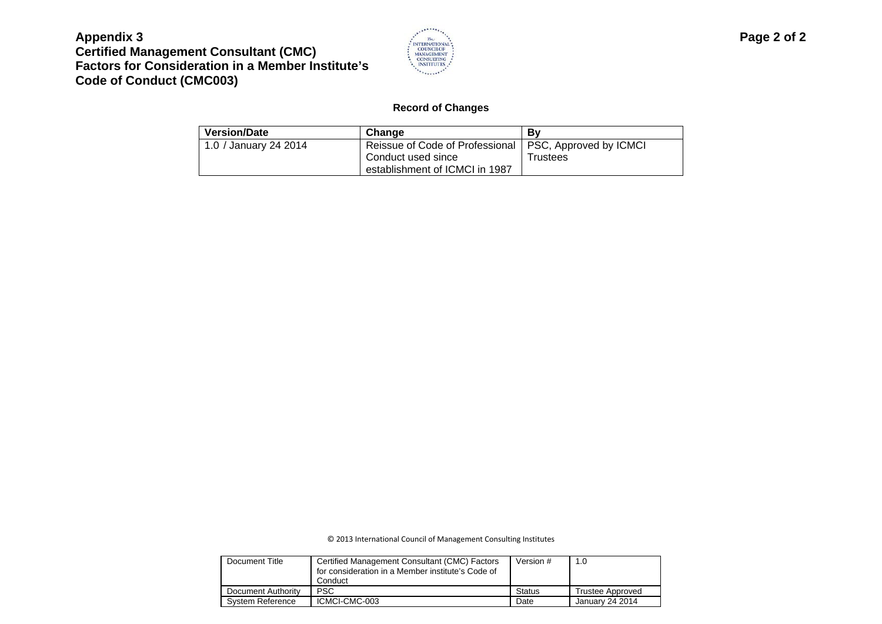**Record of Changes**

| Version/Date | Change | By |
|---|---|---|
| 1.0 / January 24 2014 | Reissue of Code of Professional Conduct used since establishment of ICMCI in 1987 | PSC, Approved by ICMCI Trustees |

© 2013 International Council of Management Consulting Institutes

| | | | |
|---|---|---|---|
| Document Title | Certified Management Consultant (CMC) Factors for consideration in a Member institute's Code of Conduct | Version # | 1.0 |
| Document Authority | PSC | Status | Trustee Approved |
| System Reference | ICMCI-CMC-003 | Date | January 24 2014 |